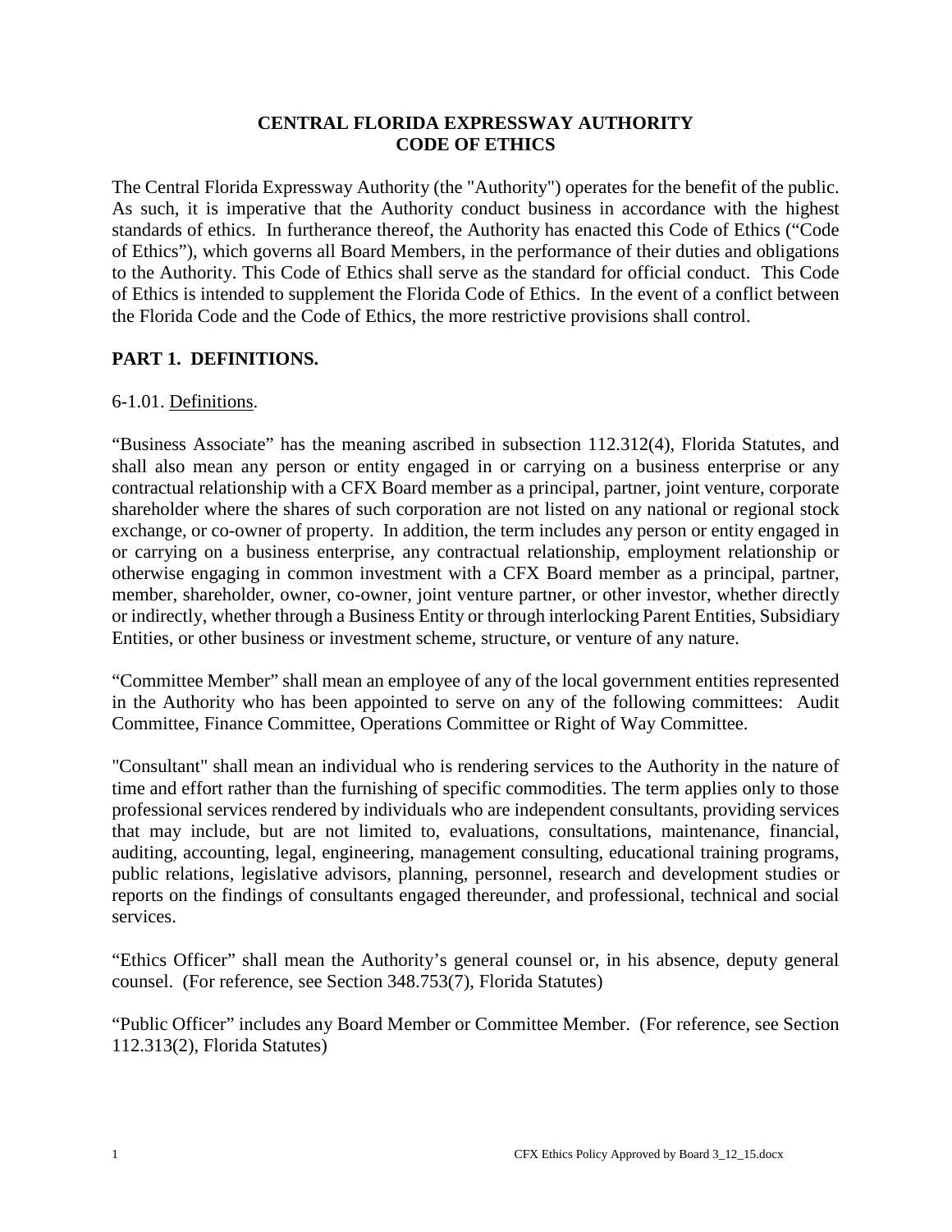# CENTRAL FLORIDA EXPRESSWAY AUTHORITY
# CODE OF ETHICS

The Central Florida Expressway Authority (the "Authority") operates for the benefit of the public. As such, it is imperative that the Authority conduct business in accordance with the highest standards of ethics. In furtherance thereof, the Authority has enacted this Code of Ethics ("Code of Ethics"), which governs all Board Members, in the performance of their duties and obligations to the Authority. This Code of Ethics shall serve as the standard for official conduct. This Code of Ethics is intended to supplement the Florida Code of Ethics. In the event of a conflict between the Florida Code and the Code of Ethics, the more restrictive provisions shall control.

## PART 1. DEFINITIONS.

6-1.01. Definitions.

"Business Associate" has the meaning ascribed in subsection 112.312(4), Florida Statutes, and shall also mean any person or entity engaged in or carrying on a business enterprise or any contractual relationship with a CFX Board member as a principal, partner, joint venture, corporate shareholder where the shares of such corporation are not listed on any national or regional stock exchange, or co-owner of property. In addition, the term includes any person or entity engaged in or carrying on a business enterprise, any contractual relationship, employment relationship or otherwise engaging in common investment with a CFX Board member as a principal, partner, member, shareholder, owner, co-owner, joint venture partner, or other investor, whether directly or indirectly, whether through a Business Entity or through interlocking Parent Entities, Subsidiary Entities, or other business or investment scheme, structure, or venture of any nature.

"Committee Member" shall mean an employee of any of the local government entities represented in the Authority who has been appointed to serve on any of the following committees: Audit Committee, Finance Committee, Operations Committee or Right of Way Committee.

"Consultant" shall mean an individual who is rendering services to the Authority in the nature of time and effort rather than the furnishing of specific commodities. The term applies only to those professional services rendered by individuals who are independent consultants, providing services that may include, but are not limited to, evaluations, consultations, maintenance, financial, auditing, accounting, legal, engineering, management consulting, educational training programs, public relations, legislative advisors, planning, personnel, research and development studies or reports on the findings of consultants engaged thereunder, and professional, technical and social services.

"Ethics Officer" shall mean the Authority's general counsel or, in his absence, deputy general counsel. (For reference, see Section 348.753(7), Florida Statutes)

"Public Officer" includes any Board Member or Committee Member. (For reference, see Section 112.313(2), Florida Statutes)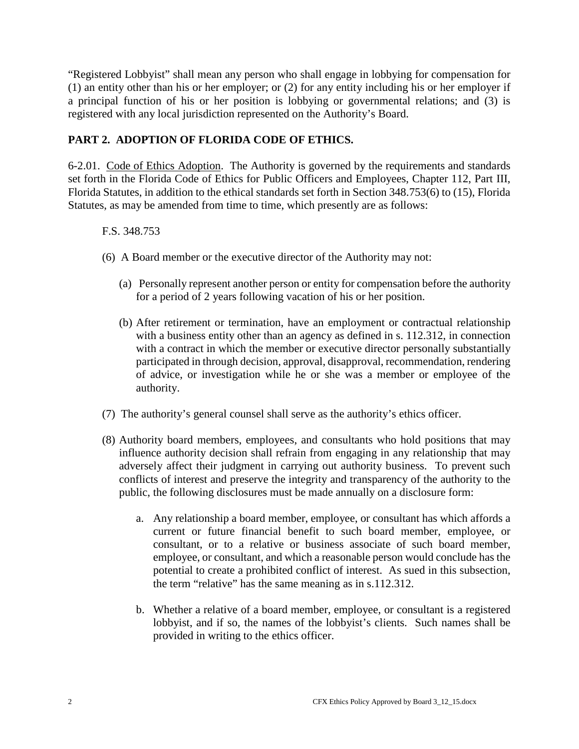"Registered Lobbyist" shall mean any person who shall engage in lobbying for compensation for (1) an entity other than his or her employer; or (2) for any entity including his or her employer if a principal function of his or her position is lobbying or governmental relations; and (3) is registered with any local jurisdiction represented on the Authority's Board.

## PART 2. ADOPTION OF FLORIDA CODE OF ETHICS.

6-2.01. <u>Code of Ethics Adoption</u>. The Authority is governed by the requirements and standards set forth in the Florida Code of Ethics for Public Officers and Employees, Chapter 112, Part III, Florida Statutes, in addition to the ethical standards set forth in Section 348.753(6) to (15), Florida Statutes, as may be amended from time to time, which presently are as follows:

F.S. 348.753

(6) A Board member or the executive director of the Authority may not:

(a) Personally represent another person or entity for compensation before the authority for a period of 2 years following vacation of his or her position.

(b) After retirement or termination, have an employment or contractual relationship with a business entity other than an agency as defined in s. 112.312, in connection with a contract in which the member or executive director personally substantially participated in through decision, approval, disapproval, recommendation, rendering of advice, or investigation while he or she was a member or employee of the authority.

(7) The authority's general counsel shall serve as the authority's ethics officer.

(8) Authority board members, employees, and consultants who hold positions that may influence authority decision shall refrain from engaging in any relationship that may adversely affect their judgment in carrying out authority business. To prevent such conflicts of interest and preserve the integrity and transparency of the authority to the public, the following disclosures must be made annually on a disclosure form:

a. Any relationship a board member, employee, or consultant has which affords a current or future financial benefit to such board member, employee, or consultant, or to a relative or business associate of such board member, employee, or consultant, and which a reasonable person would conclude has the potential to create a prohibited conflict of interest. As sued in this subsection, the term "relative" has the same meaning as in s.112.312.

b. Whether a relative of a board member, employee, or consultant is a registered lobbyist, and if so, the names of the lobbyist's clients. Such names shall be provided in writing to the ethics officer.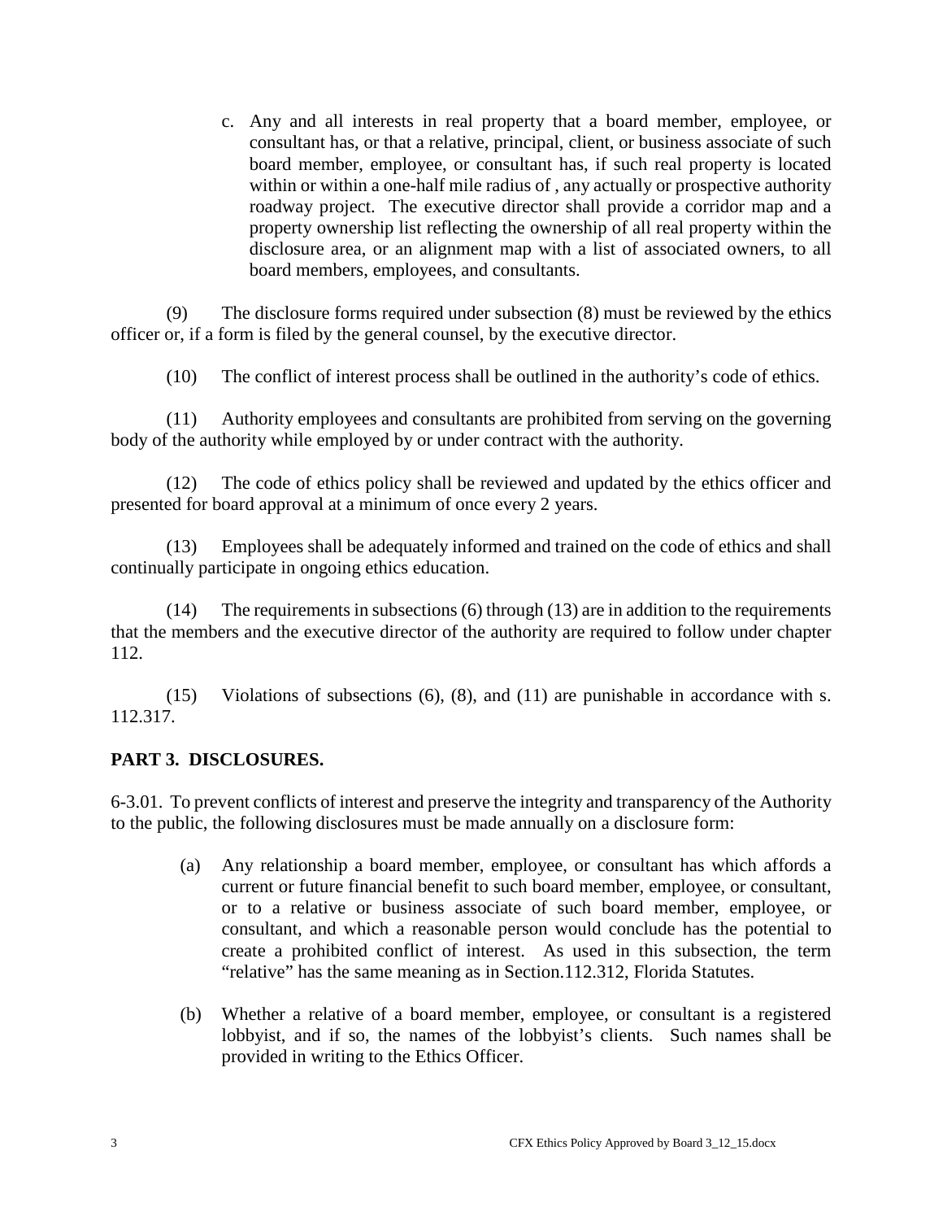c. Any and all interests in real property that a board member, employee, or consultant has, or that a relative, principal, client, or business associate of such board member, employee, or consultant has, if such real property is located within or within a one-half mile radius of , any actually or prospective authority roadway project. The executive director shall provide a corridor map and a property ownership list reflecting the ownership of all real property within the disclosure area, or an alignment map with a list of associated owners, to all board members, employees, and consultants.

(9) The disclosure forms required under subsection (8) must be reviewed by the ethics officer or, if a form is filed by the general counsel, by the executive director.

(10) The conflict of interest process shall be outlined in the authority's code of ethics.

(11) Authority employees and consultants are prohibited from serving on the governing body of the authority while employed by or under contract with the authority.

(12) The code of ethics policy shall be reviewed and updated by the ethics officer and presented for board approval at a minimum of once every 2 years.

(13) Employees shall be adequately informed and trained on the code of ethics and shall continually participate in ongoing ethics education.

(14) The requirements in subsections (6) through (13) are in addition to the requirements that the members and the executive director of the authority are required to follow under chapter 112.

(15) Violations of subsections (6), (8), and (11) are punishable in accordance with s. 112.317.

## PART 3. DISCLOSURES.

6-3.01. To prevent conflicts of interest and preserve the integrity and transparency of the Authority to the public, the following disclosures must be made annually on a disclosure form:

(a) Any relationship a board member, employee, or consultant has which affords a current or future financial benefit to such board member, employee, or consultant, or to a relative or business associate of such board member, employee, or consultant, and which a reasonable person would conclude has the potential to create a prohibited conflict of interest. As used in this subsection, the term "relative" has the same meaning as in Section.112.312, Florida Statutes.

(b) Whether a relative of a board member, employee, or consultant is a registered lobbyist, and if so, the names of the lobbyist's clients. Such names shall be provided in writing to the Ethics Officer.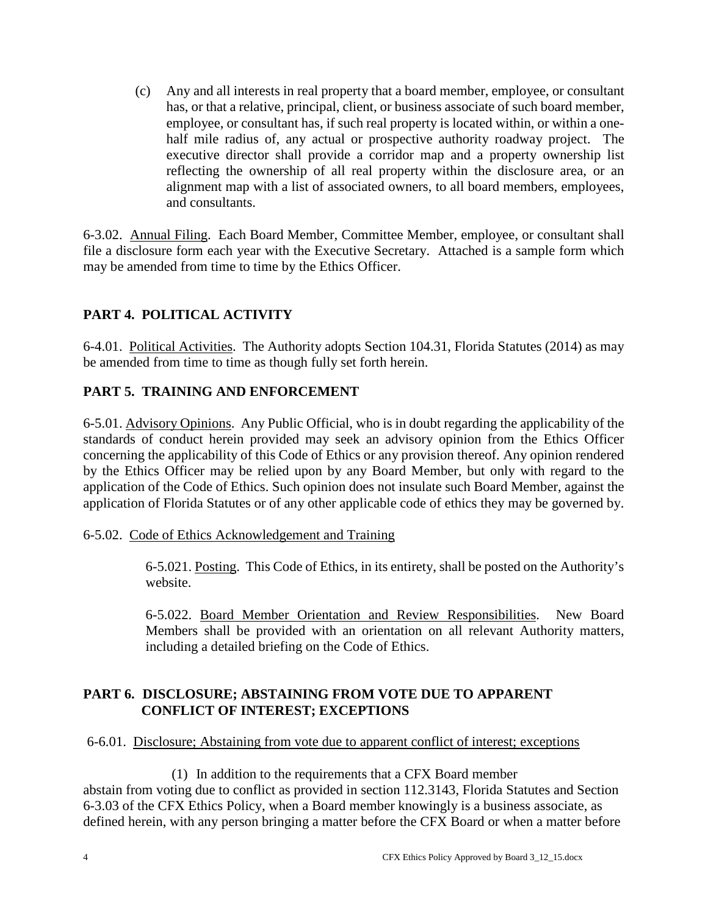(c) Any and all interests in real property that a board member, employee, or consultant has, or that a relative, principal, client, or business associate of such board member, employee, or consultant has, if such real property is located within, or within a one-half mile radius of, any actual or prospective authority roadway project. The executive director shall provide a corridor map and a property ownership list reflecting the ownership of all real property within the disclosure area, or an alignment map with a list of associated owners, to all board members, employees, and consultants.

6-3.02. Annual Filing. Each Board Member, Committee Member, employee, or consultant shall file a disclosure form each year with the Executive Secretary. Attached is a sample form which may be amended from time to time by the Ethics Officer.

## PART 4. POLITICAL ACTIVITY

6-4.01. Political Activities. The Authority adopts Section 104.31, Florida Statutes (2014) as may be amended from time to time as though fully set forth herein.

## PART 5. TRAINING AND ENFORCEMENT

6-5.01. Advisory Opinions. Any Public Official, who is in doubt regarding the applicability of the standards of conduct herein provided may seek an advisory opinion from the Ethics Officer concerning the applicability of this Code of Ethics or any provision thereof. Any opinion rendered by the Ethics Officer may be relied upon by any Board Member, but only with regard to the application of the Code of Ethics. Such opinion does not insulate such Board Member, against the application of Florida Statutes or of any other applicable code of ethics they may be governed by.

6-5.02. Code of Ethics Acknowledgement and Training

6-5.021. Posting. This Code of Ethics, in its entirety, shall be posted on the Authority's website.

6-5.022. Board Member Orientation and Review Responsibilities. New Board Members shall be provided with an orientation on all relevant Authority matters, including a detailed briefing on the Code of Ethics.

## PART 6. DISCLOSURE; ABSTAINING FROM VOTE DUE TO APPARENT CONFLICT OF INTEREST; EXCEPTIONS

6-6.01. Disclosure; Abstaining from vote due to apparent conflict of interest; exceptions

(1) In addition to the requirements that a CFX Board member abstain from voting due to conflict as provided in section 112.3143, Florida Statutes and Section 6-3.03 of the CFX Ethics Policy, when a Board member knowingly is a business associate, as defined herein, with any person bringing a matter before the CFX Board or when a matter before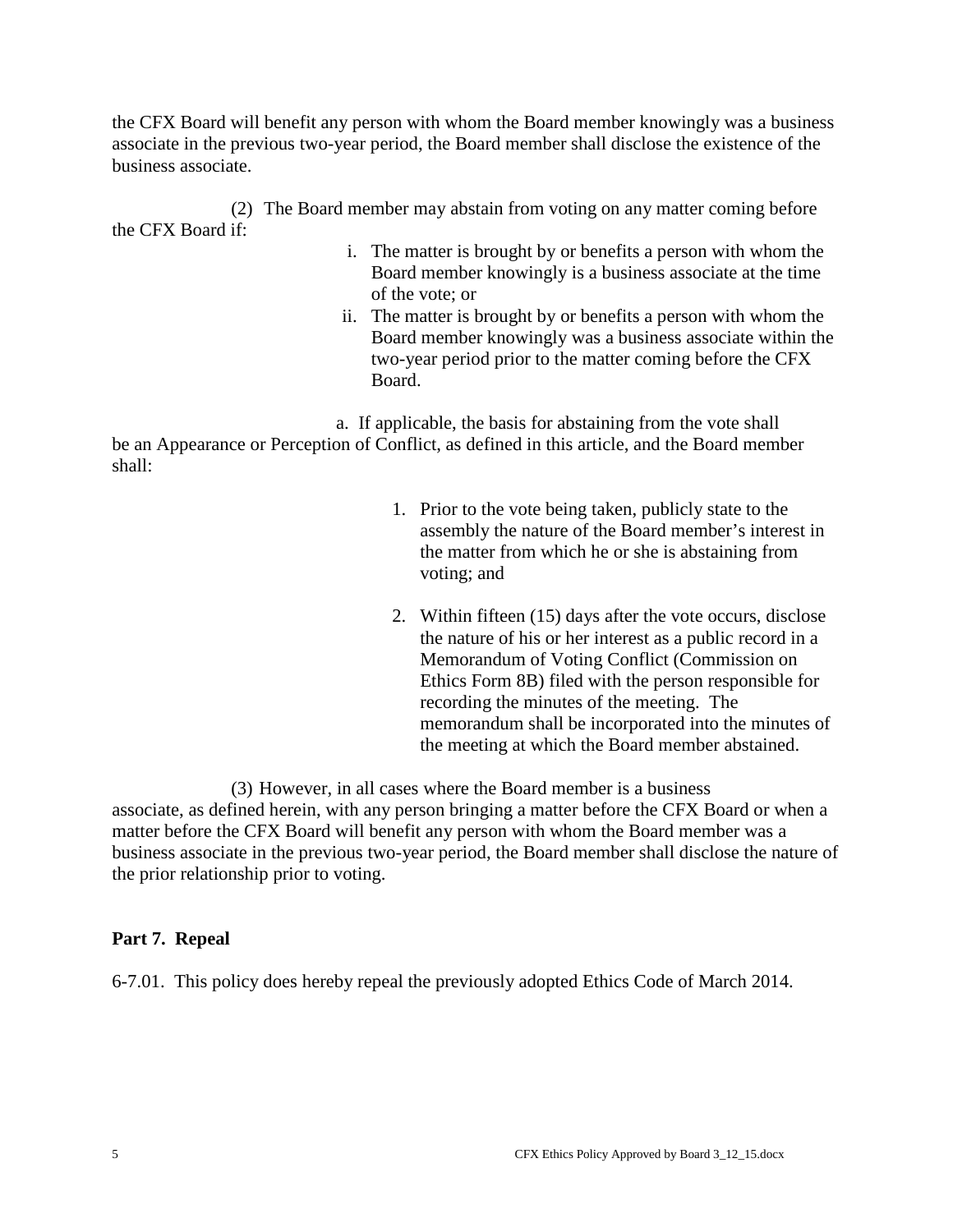the CFX Board will benefit any person with whom the Board member knowingly was a business associate in the previous two-year period, the Board member shall disclose the existence of the business associate.

(2) The Board member may abstain from voting on any matter coming before the CFX Board if:

i. The matter is brought by or benefits a person with whom the Board member knowingly is a business associate at the time of the vote; or

ii. The matter is brought by or benefits a person with whom the Board member knowingly was a business associate within the two-year period prior to the matter coming before the CFX Board.

a. If applicable, the basis for abstaining from the vote shall be an Appearance or Perception of Conflict, as defined in this article, and the Board member shall:

1. Prior to the vote being taken, publicly state to the assembly the nature of the Board member's interest in the matter from which he or she is abstaining from voting; and

2. Within fifteen (15) days after the vote occurs, disclose the nature of his or her interest as a public record in a Memorandum of Voting Conflict (Commission on Ethics Form 8B) filed with the person responsible for recording the minutes of the meeting. The memorandum shall be incorporated into the minutes of the meeting at which the Board member abstained.

(3) However, in all cases where the Board member is a business associate, as defined herein, with any person bringing a matter before the CFX Board or when a matter before the CFX Board will benefit any person with whom the Board member was a business associate in the previous two-year period, the Board member shall disclose the nature of the prior relationship prior to voting.

**Part 7. Repeal**

6-7.01. This policy does hereby repeal the previously adopted Ethics Code of March 2014.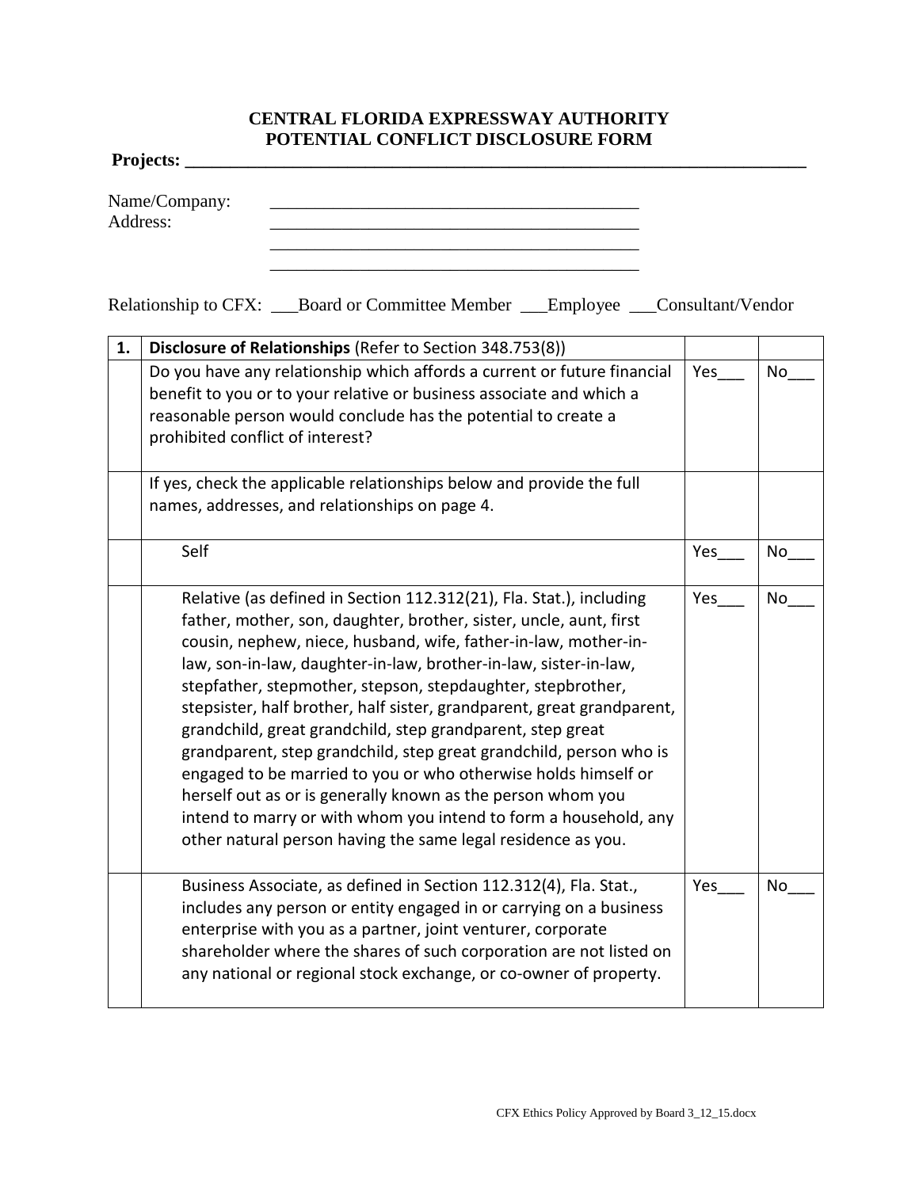**CENTRAL FLORIDA EXPRESSWAY AUTHORITY**
**POTENTIAL CONFLICT DISCLOSURE FORM**

**Projects: ___________________________________________________________________**

Name/Company: ___________________________________________
Address: ___________________________________________
___________________________________________
___________________________________________

Relationship to CFX: ___Board or Committee Member ___Employee ___Consultant/Vendor

| **1.** | **Disclosure of Relationships** (Refer to Section 348.753(8)) | | |
|---|---|---|---|
| | Do you have any relationship which affords a current or future financial benefit to you or to your relative or business associate and which a reasonable person would conclude has the potential to create a prohibited conflict of interest? | Yes___ | No___ |
| | If yes, check the applicable relationships below and provide the full names, addresses, and relationships on page 4. | | |
| | Self | Yes___ | No___ |
| | Relative (as defined in Section 112.312(21), Fla. Stat.), including father, mother, son, daughter, brother, sister, uncle, aunt, first cousin, nephew, niece, husband, wife, father-in-law, mother-in-law, son-in-law, daughter-in-law, brother-in-law, sister-in-law, stepfather, stepmother, stepson, stepdaughter, stepbrother, stepsister, half brother, half sister, grandparent, great grandparent, grandchild, great grandchild, step grandparent, step great grandparent, step grandchild, step great grandchild, person who is engaged to be married to you or who otherwise holds himself or herself out as or is generally known as the person whom you intend to marry or with whom you intend to form a household, any other natural person having the same legal residence as you. | Yes___ | No___ |
| | Business Associate, as defined in Section 112.312(4), Fla. Stat., includes any person or entity engaged in or carrying on a business enterprise with you as a partner, joint venturer, corporate shareholder where the shares of such corporation are not listed on any national or regional stock exchange, or co-owner of property. | Yes___ | No___ |

CFX Ethics Policy Approved by Board 3_12_15.docx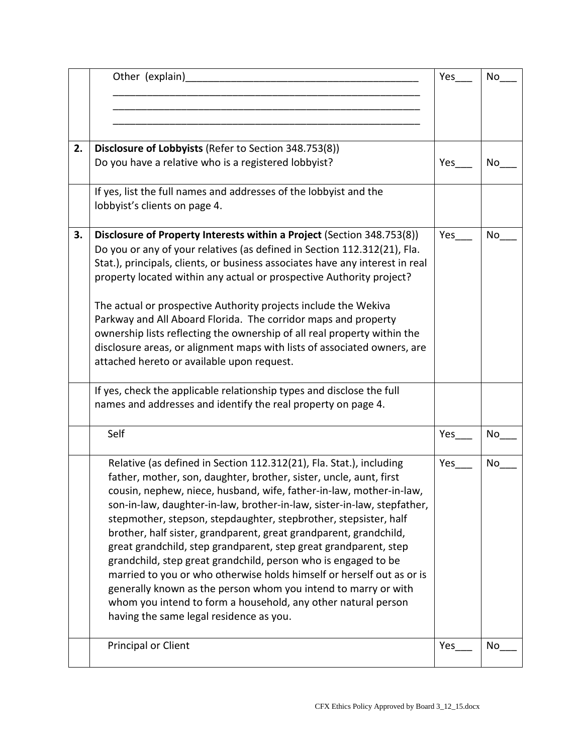| | | | |
|---|---|---|---|
| | Other (explain)________________________________________<br>________________________________________________<br>________________________________________________<br>________________________________________________ | Yes___ | No___ |
| **2.** | **Disclosure of Lobbyists** (Refer to Section 348.753(8))<br>Do you have a relative who is a registered lobbyist? | Yes___ | No___ |
| | If yes, list the full names and addresses of the lobbyist and the lobbyist's clients on page 4. | | |
| **3.** | **Disclosure of Property Interests within a Project** (Section 348.753(8))<br>Do you or any of your relatives (as defined in Section 112.312(21), Fla. Stat.), principals, clients, or business associates have any interest in real property located within any actual or prospective Authority project?<br><br>The actual or prospective Authority projects include the Wekiva Parkway and All Aboard Florida. The corridor maps and property ownership lists reflecting the ownership of all real property within the disclosure areas, or alignment maps with lists of associated owners, are attached hereto or available upon request. | Yes___ | No___ |
| | If yes, check the applicable relationship types and disclose the full names and addresses and identify the real property on page 4. | | |
| | Self | Yes___ | No___ |
| | Relative (as defined in Section 112.312(21), Fla. Stat.), including father, mother, son, daughter, brother, sister, uncle, aunt, first cousin, nephew, niece, husband, wife, father-in-law, mother-in-law, son-in-law, daughter-in-law, brother-in-law, sister-in-law, stepfather, stepmother, stepson, stepdaughter, stepbrother, stepsister, half brother, half sister, grandparent, great grandparent, grandchild, great grandchild, step grandparent, step great grandparent, step grandchild, step great grandchild, person who is engaged to be married to you or who otherwise holds himself or herself out as or is generally known as the person whom you intend to marry or with whom you intend to form a household, any other natural person having the same legal residence as you. | Yes___ | No___ |
| | Principal or Client | Yes___ | No___ |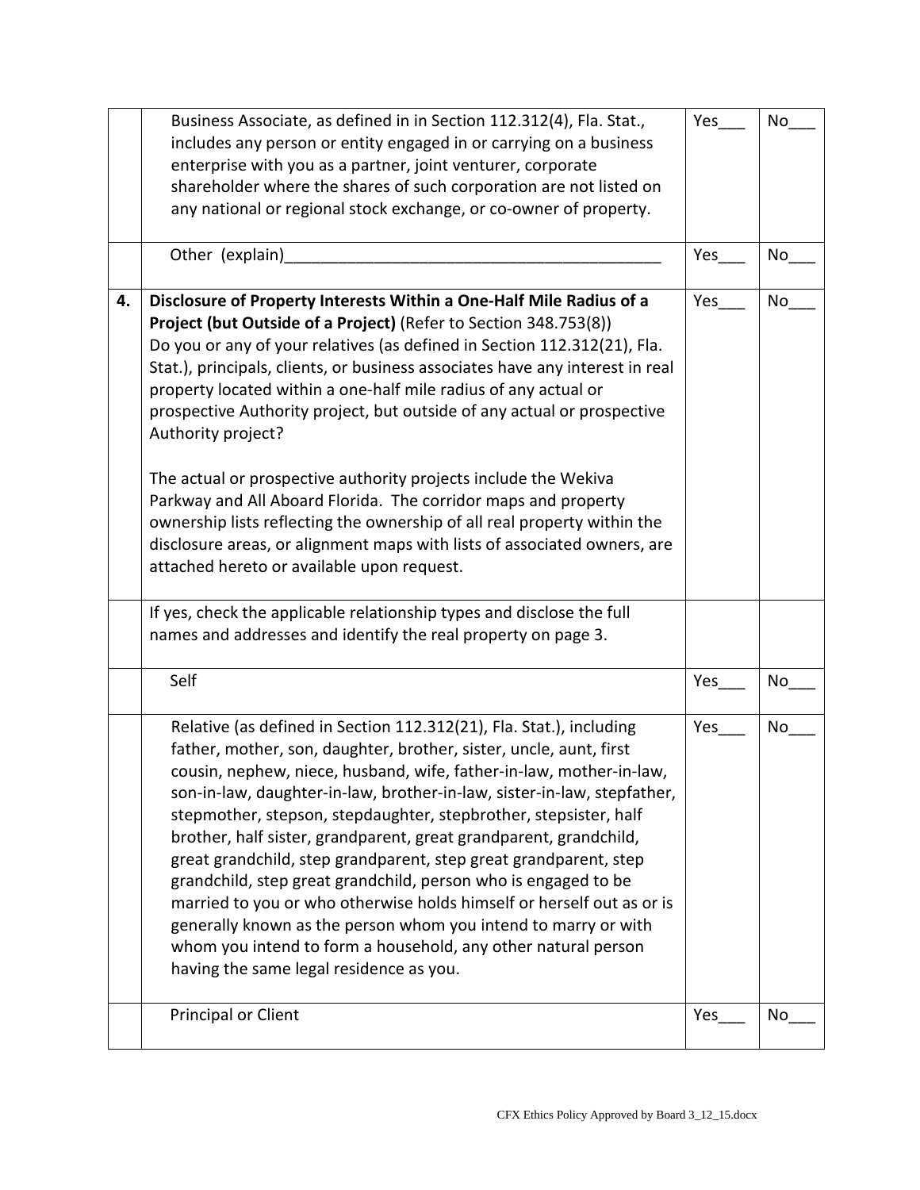| | | | |
|---|---|---|---|
| | Business Associate, as defined in in Section 112.312(4), Fla. Stat., includes any person or entity engaged in or carrying on a business enterprise with you as a partner, joint venturer, corporate shareholder where the shares of such corporation are not listed on any national or regional stock exchange, or co-owner of property. | Yes___ | No___ |
| | Other (explain)_________________________________________ | Yes___ | No___ |
| **4.** | **Disclosure of Property Interests Within a One-Half Mile Radius of a Project (but Outside of a Project)** (Refer to Section 348.753(8))<br>Do you or any of your relatives (as defined in Section 112.312(21), Fla. Stat.), principals, clients, or business associates have any interest in real property located within a one-half mile radius of any actual or prospective Authority project, but outside of any actual or prospective Authority project?<br><br>The actual or prospective authority projects include the Wekiva Parkway and All Aboard Florida. The corridor maps and property ownership lists reflecting the ownership of all real property within the disclosure areas, or alignment maps with lists of associated owners, are attached hereto or available upon request. | Yes___ | No___ |
| | If yes, check the applicable relationship types and disclose the full names and addresses and identify the real property on page 3. | | |
| | Self | Yes___ | No___ |
| | Relative (as defined in Section 112.312(21), Fla. Stat.), including father, mother, son, daughter, brother, sister, uncle, aunt, first cousin, nephew, niece, husband, wife, father-in-law, mother-in-law, son-in-law, daughter-in-law, brother-in-law, sister-in-law, stepfather, stepmother, stepson, stepdaughter, stepbrother, stepsister, half brother, half sister, grandparent, great grandparent, grandchild, great grandchild, step grandparent, step great grandparent, step grandchild, step great grandchild, person who is engaged to be married to you or who otherwise holds himself or herself out as or is generally known as the person whom you intend to marry or with whom you intend to form a household, any other natural person having the same legal residence as you. | Yes___ | No___ |
| | Principal or Client | Yes___ | No___ |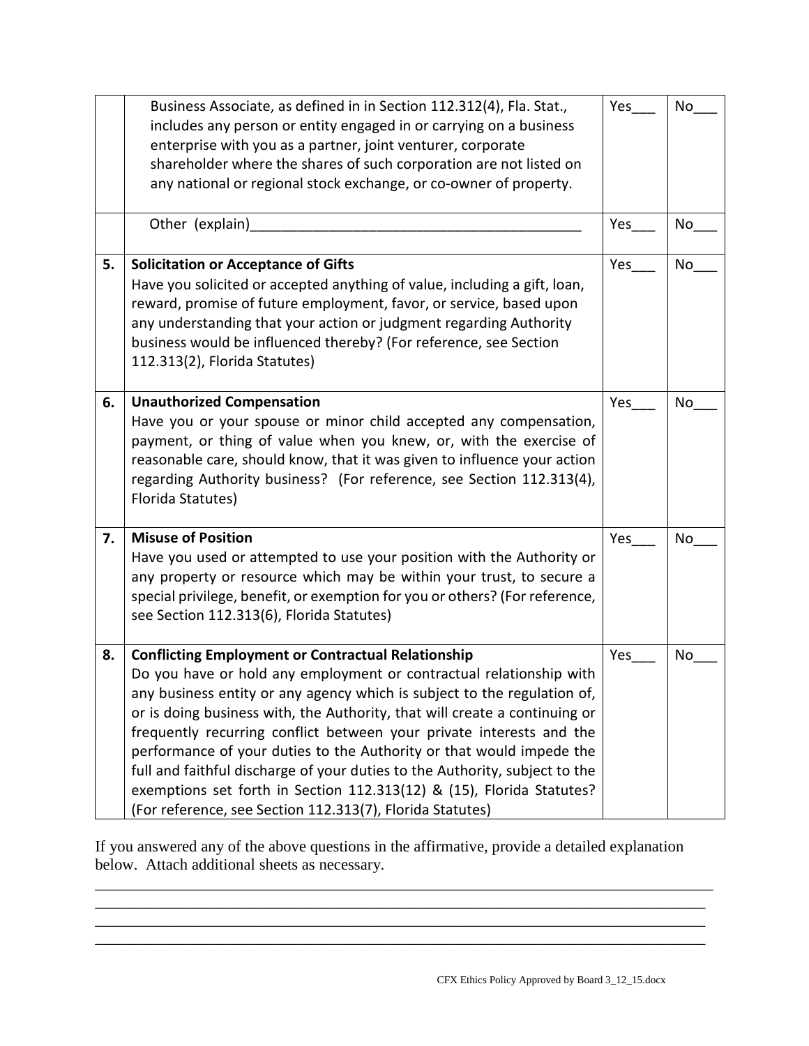| | | | |
|---|---|---|---|
| | Business Associate, as defined in in Section 112.312(4), Fla. Stat., includes any person or entity engaged in or carrying on a business enterprise with you as a partner, joint venturer, corporate shareholder where the shares of such corporation are not listed on any national or regional stock exchange, or co-owner of property. | Yes___ | No___ |
| | Other (explain)_________________________________________ | Yes___ | No___ |
| **5.** | **Solicitation or Acceptance of Gifts**<br>Have you solicited or accepted anything of value, including a gift, loan, reward, promise of future employment, favor, or service, based upon any understanding that your action or judgment regarding Authority business would be influenced thereby? (For reference, see Section 112.313(2), Florida Statutes) | Yes___ | No___ |
| **6.** | **Unauthorized Compensation**<br>Have you or your spouse or minor child accepted any compensation, payment, or thing of value when you knew, or, with the exercise of reasonable care, should know, that it was given to influence your action regarding Authority business? (For reference, see Section 112.313(4), Florida Statutes) | Yes___ | No___ |
| **7.** | **Misuse of Position**<br>Have you used or attempted to use your position with the Authority or any property or resource which may be within your trust, to secure a special privilege, benefit, or exemption for you or others? (For reference, see Section 112.313(6), Florida Statutes) | Yes___ | No___ |
| **8.** | **Conflicting Employment or Contractual Relationship**<br>Do you have or hold any employment or contractual relationship with any business entity or any agency which is subject to the regulation of, or is doing business with, the Authority, that will create a continuing or frequently recurring conflict between your private interests and the performance of your duties to the Authority or that would impede the full and faithful discharge of your duties to the Authority, subject to the exemptions set forth in Section 112.313(12) & (15), Florida Statutes? (For reference, see Section 112.313(7), Florida Statutes) | Yes___ | No___ |

If you answered any of the above questions in the affirmative, provide a detailed explanation below. Attach additional sheets as necessary.

_____________________________________________________________________________
_____________________________________________________________________________
_____________________________________________________________________________
_____________________________________________________________________________

CFX Ethics Policy Approved by Board 3_12_15.docx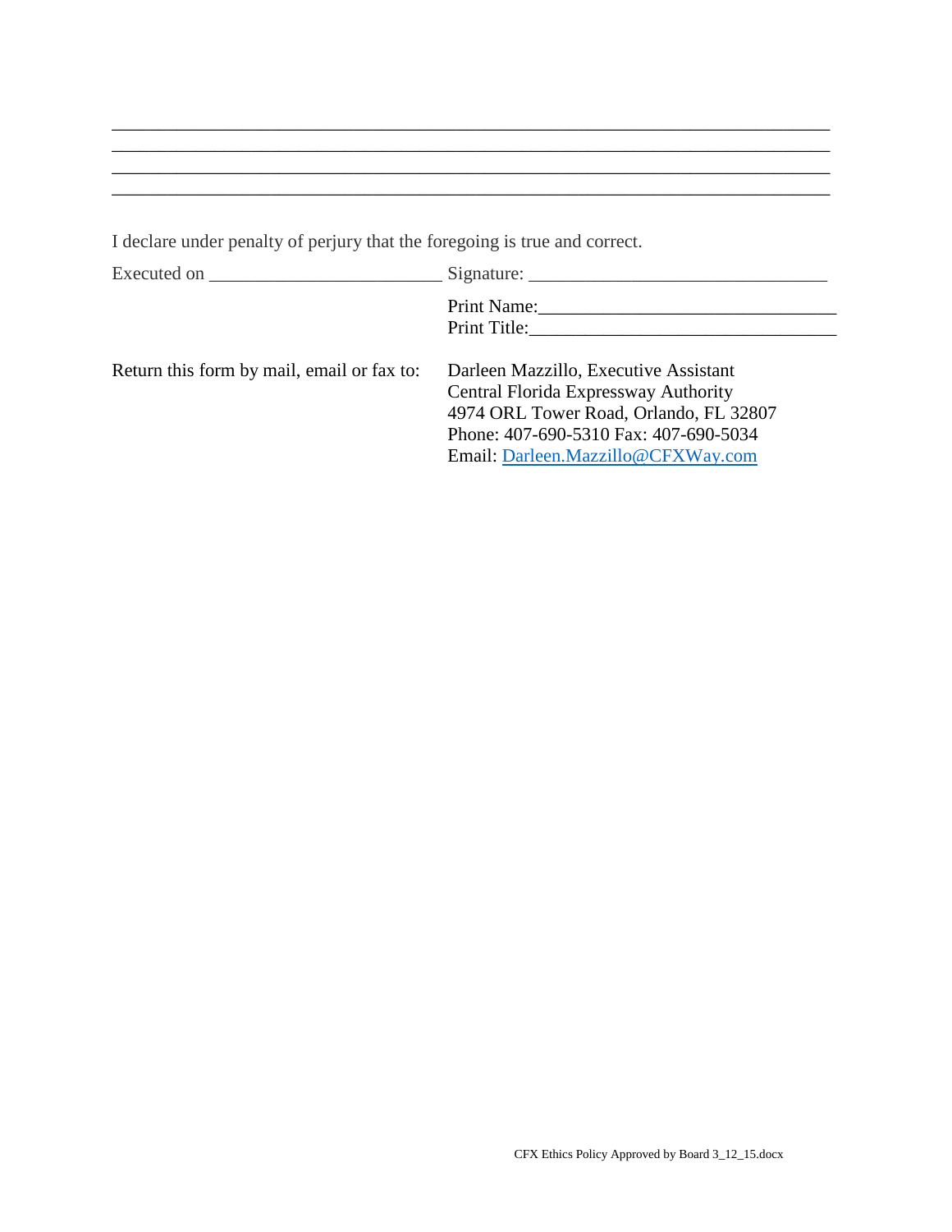\_\_\_\_\_\_\_\_\_\_\_\_\_\_\_\_\_\_\_\_\_\_\_\_\_\_\_\_\_\_\_\_\_\_\_\_\_\_\_\_\_\_\_\_\_\_\_\_\_\_\_\_\_\_\_\_\_\_\_\_\_\_\_\_\_\_\_\_\_\_\_\_\_\_\_\_\_\_
\_\_\_\_\_\_\_\_\_\_\_\_\_\_\_\_\_\_\_\_\_\_\_\_\_\_\_\_\_\_\_\_\_\_\_\_\_\_\_\_\_\_\_\_\_\_\_\_\_\_\_\_\_\_\_\_\_\_\_\_\_\_\_\_\_\_\_\_\_\_\_\_\_\_\_\_\_\_
\_\_\_\_\_\_\_\_\_\_\_\_\_\_\_\_\_\_\_\_\_\_\_\_\_\_\_\_\_\_\_\_\_\_\_\_\_\_\_\_\_\_\_\_\_\_\_\_\_\_\_\_\_\_\_\_\_\_\_\_\_\_\_\_\_\_\_\_\_\_\_\_\_\_\_\_\_\_
\_\_\_\_\_\_\_\_\_\_\_\_\_\_\_\_\_\_\_\_\_\_\_\_\_\_\_\_\_\_\_\_\_\_\_\_\_\_\_\_\_\_\_\_\_\_\_\_\_\_\_\_\_\_\_\_\_\_\_\_\_\_\_\_\_\_\_\_\_\_\_\_\_\_\_\_\_\_

I declare under penalty of perjury that the foregoing is true and correct.

Executed on \_\_\_\_\_\_\_\_\_\_\_\_\_\_\_\_\_\_\_\_\_\_\_\_\_\_\_ Signature: \_\_\_\_\_\_\_\_\_\_\_\_\_\_\_\_\_\_\_\_\_\_\_\_\_\_\_\_\_\_\_\_\_\_

Print Name:\_\_\_\_\_\_\_\_\_\_\_\_\_\_\_\_\_\_\_\_\_\_\_\_\_\_\_\_\_\_\_\_\_\_
Print Title:\_\_\_\_\_\_\_\_\_\_\_\_\_\_\_\_\_\_\_\_\_\_\_\_\_\_\_\_\_\_\_\_\_\_\_

Return this form by mail, email or fax to:

Darleen Mazzillo, Executive Assistant
Central Florida Expressway Authority
4974 ORL Tower Road, Orlando, FL 32807
Phone: 407-690-5310 Fax: 407-690-5034
Email: Darleen.Mazzillo@CFXWay.com